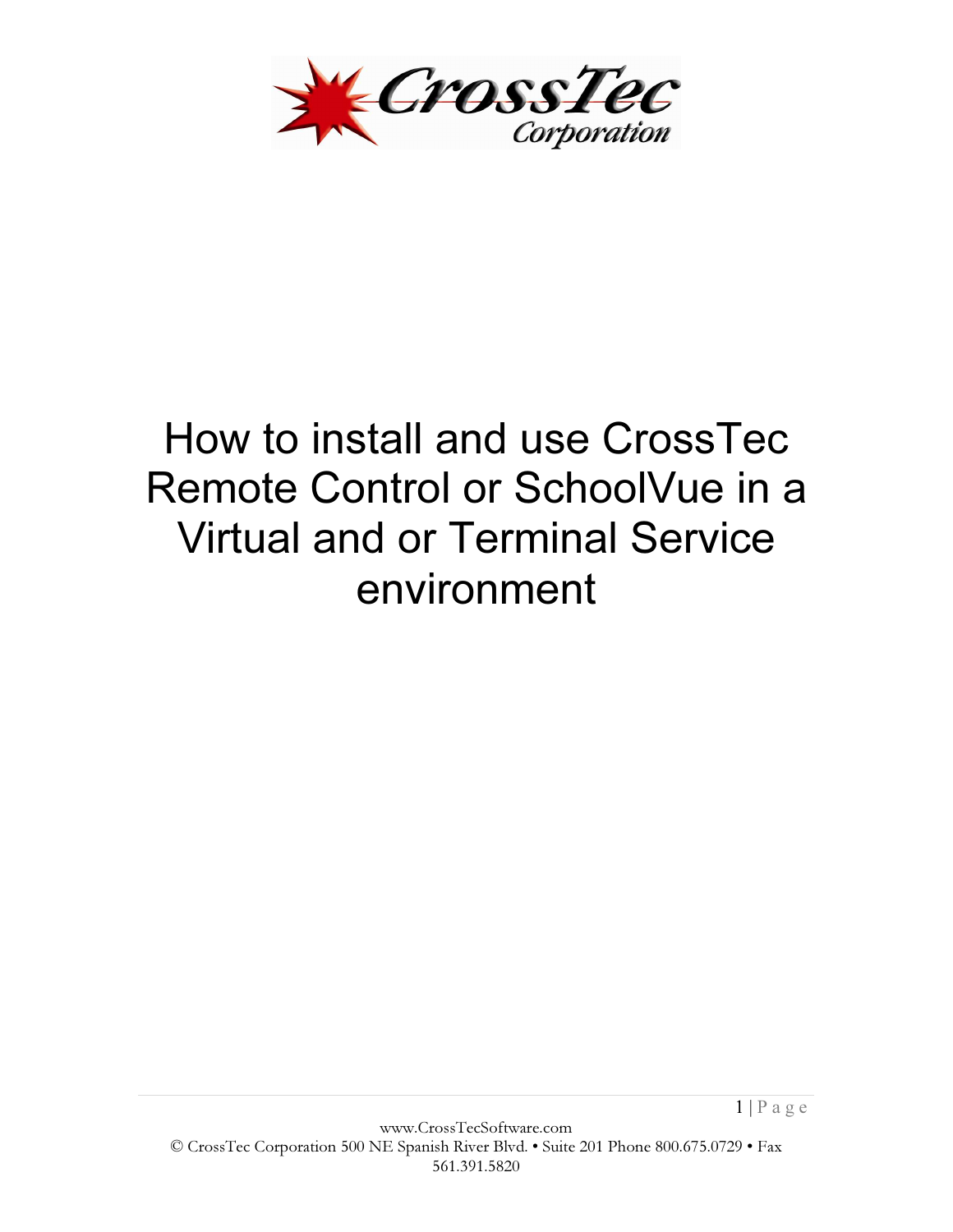# How to install and use CrossTec Remote Control or SchoolVue in a Virtual and or Terminal Service environment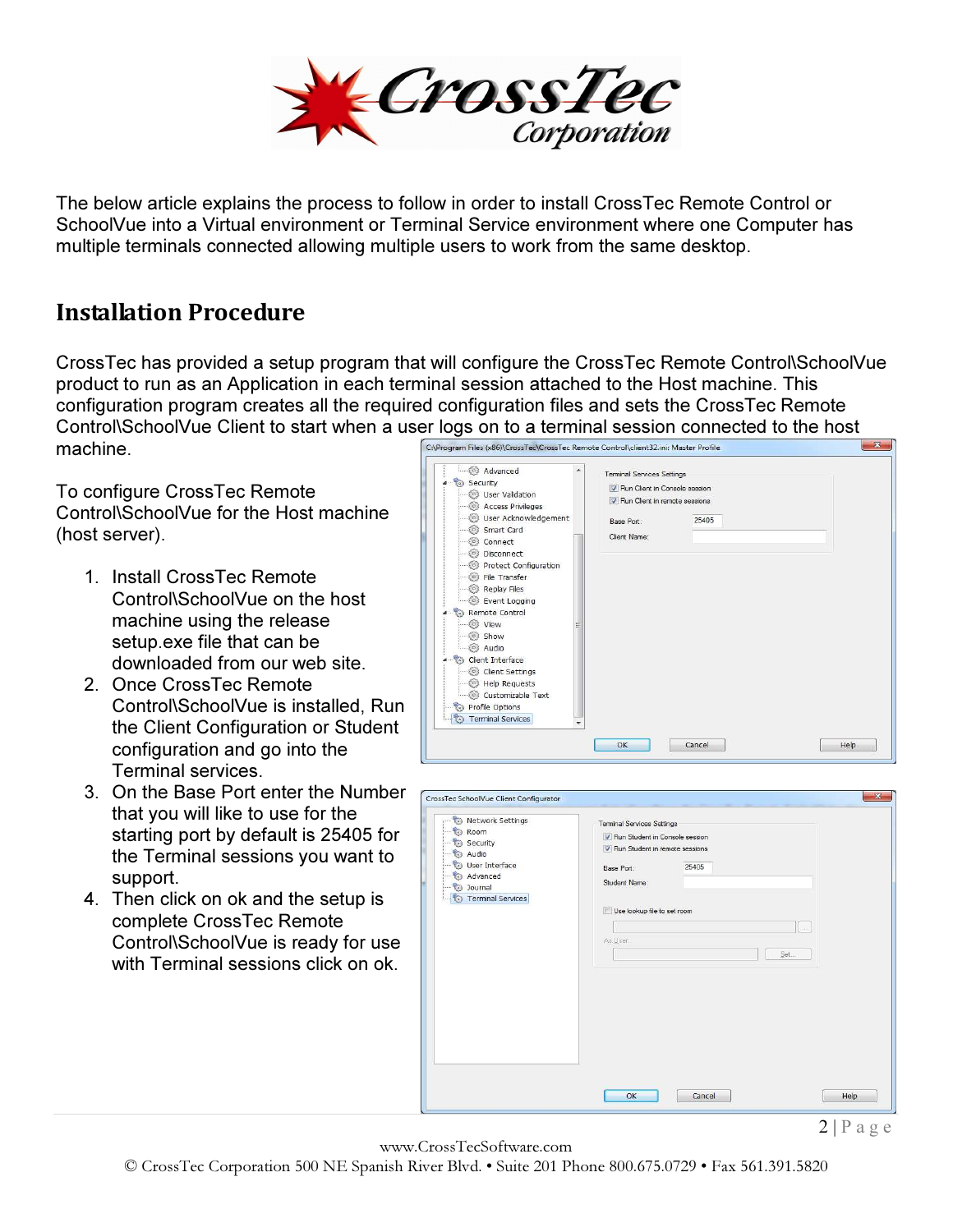The below article explains the process to follow in order to install CrossTec Remote Control or SchoolVue into a Virtual environment or Terminal Service environment where one Computer has multiple terminals connected allowing multiple users to work from the same desktop.

## Installation Procedure

CrossTec has provided a setup program that will configure the CrossTec Remote Control\SchoolVue product to run as an Application in each terminal session attached to the Host machine. This configuration program creates all the required configuration files and sets the CrossTec Remote Control\SchoolVue Client to start when a user logs on to a terminal session connected to the host machine.

To configure CrossTec Remote Control\SchoolVue for the Host machine (host server).

1. Install CrossTec Remote Control\SchoolVue on the host machine using the release setup.exe file that can be downloaded from our web site.
2. Once CrossTec Remote Control\SchoolVue is installed, Run the Client Configuration or Student configuration and go into the Terminal services.
3. On the Base Port enter the Number that you will like to use for the starting port by default is 25405 for the Terminal sessions you want to support.
4. Then click on ok and the setup is complete CrossTec Remote Control\SchoolVue is ready for use with Terminal sessions click on ok.

www.CrossTecSoftware.com
© CrossTec Corporation 500 NE Spanish River Blvd. • Suite 201 Phone 800.675.0729 • Fax 561.391.5820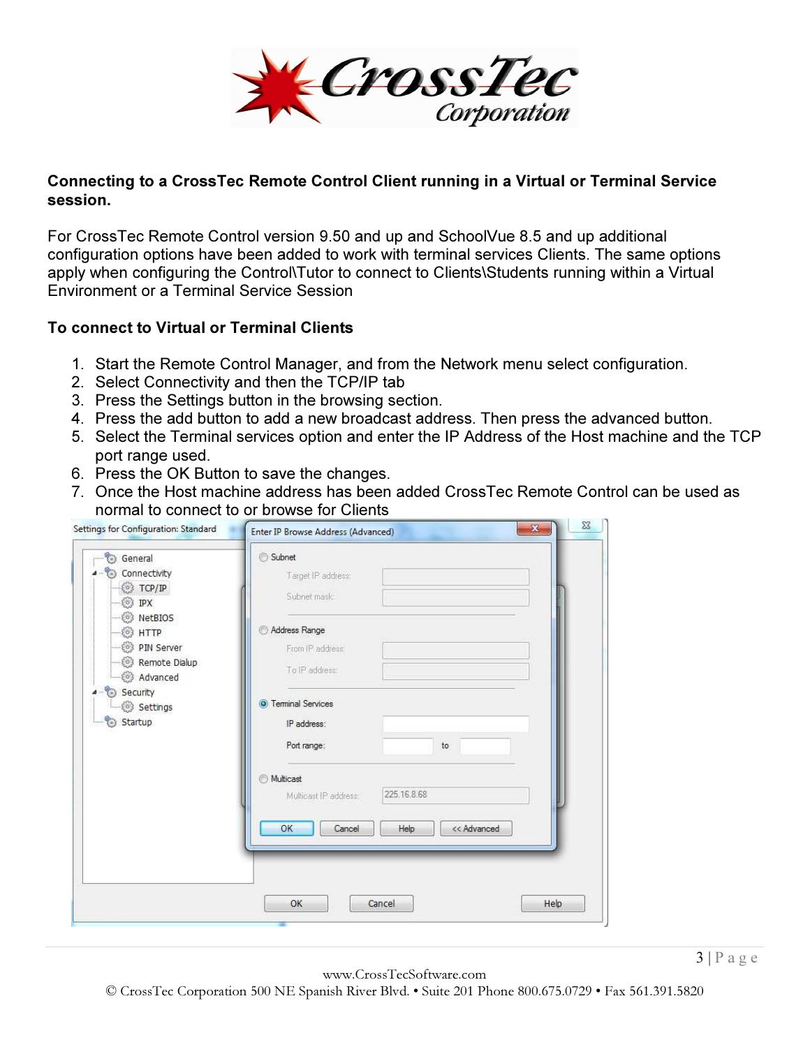## Connecting to a CrossTec Remote Control Client running in a Virtual or Terminal Service session.

For CrossTec Remote Control version 9.50 and up and SchoolVue 8.5 and up additional configuration options have been added to work with terminal services Clients. The same options apply when configuring the Control\Tutor to connect to Clients\Students running within a Virtual Environment or a Terminal Service Session

### To connect to Virtual or Terminal Clients

1. Start the Remote Control Manager, and from the Network menu select configuration.
2. Select Connectivity and then the TCP/IP tab
3. Press the Settings button in the browsing section.
4. Press the add button to add a new broadcast address. Then press the advanced button.
5. Select the Terminal services option and enter the IP Address of the Host machine and the TCP port range used.
6. Press the OK Button to save the changes.
7. Once the Host machine address has been added CrossTec Remote Control can be used as normal to connect to or browse for Clients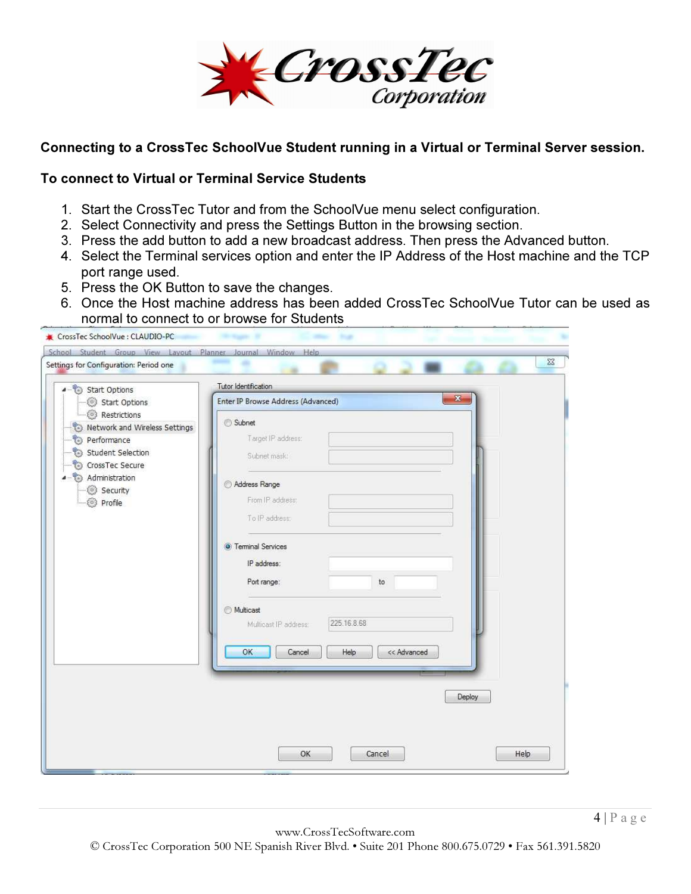## Connecting to a CrossTec SchoolVue Student running in a Virtual or Terminal Server session.

### To connect to Virtual or Terminal Service Students

1. Start the CrossTec Tutor and from the SchoolVue menu select configuration.
2. Select Connectivity and press the Settings Button in the browsing section.
3. Press the add button to add a new broadcast address. Then press the Advanced button.
4. Select the Terminal services option and enter the IP Address of the Host machine and the TCP port range used.
5. Press the OK Button to save the changes.
6. Once the Host machine address has been added CrossTec SchoolVue Tutor can be used as normal to connect to or browse for Students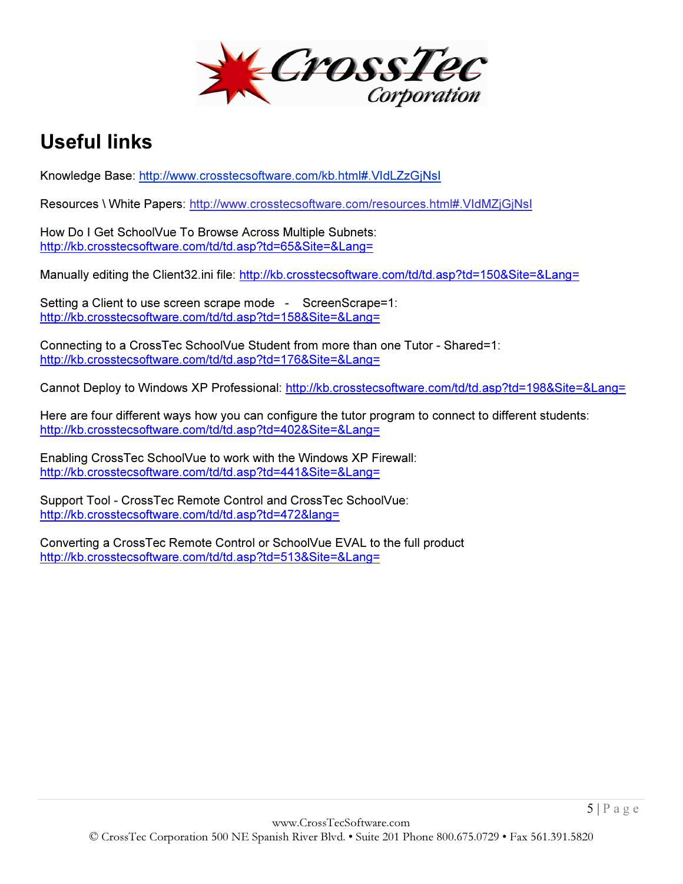# Useful links

Knowledge Base: http://www.crosstecsoftware.com/kb.html#.VldLZzGjNsI

Resources \ White Papers: http://www.crosstecsoftware.com/resources.html#.VldMZjGjNsI

How Do I Get SchoolVue To Browse Across Multiple Subnets:
http://kb.crosstecsoftware.com/td/td.asp?td=65&Site=&Lang=

Manually editing the Client32.ini file: http://kb.crosstecsoftware.com/td/td.asp?td=150&Site=&Lang=

Setting a Client to use screen scrape mode - ScreenScrape=1:
http://kb.crosstecsoftware.com/td/td.asp?td=158&Site=&Lang=

Connecting to a CrossTec SchoolVue Student from more than one Tutor - Shared=1:
http://kb.crosstecsoftware.com/td/td.asp?td=176&Site=&Lang=

Cannot Deploy to Windows XP Professional: http://kb.crosstecsoftware.com/td/td.asp?td=198&Site=&Lang=

Here are four different ways how you can configure the tutor program to connect to different students:
http://kb.crosstecsoftware.com/td/td.asp?td=402&Site=&Lang=

Enabling CrossTec SchoolVue to work with the Windows XP Firewall:
http://kb.crosstecsoftware.com/td/td.asp?td=441&Site=&Lang=

Support Tool - CrossTec Remote Control and CrossTec SchoolVue:
http://kb.crosstecsoftware.com/td/td.asp?td=472&lang=

Converting a CrossTec Remote Control or SchoolVue EVAL to the full product
http://kb.crosstecsoftware.com/td/td.asp?td=513&Site=&Lang=